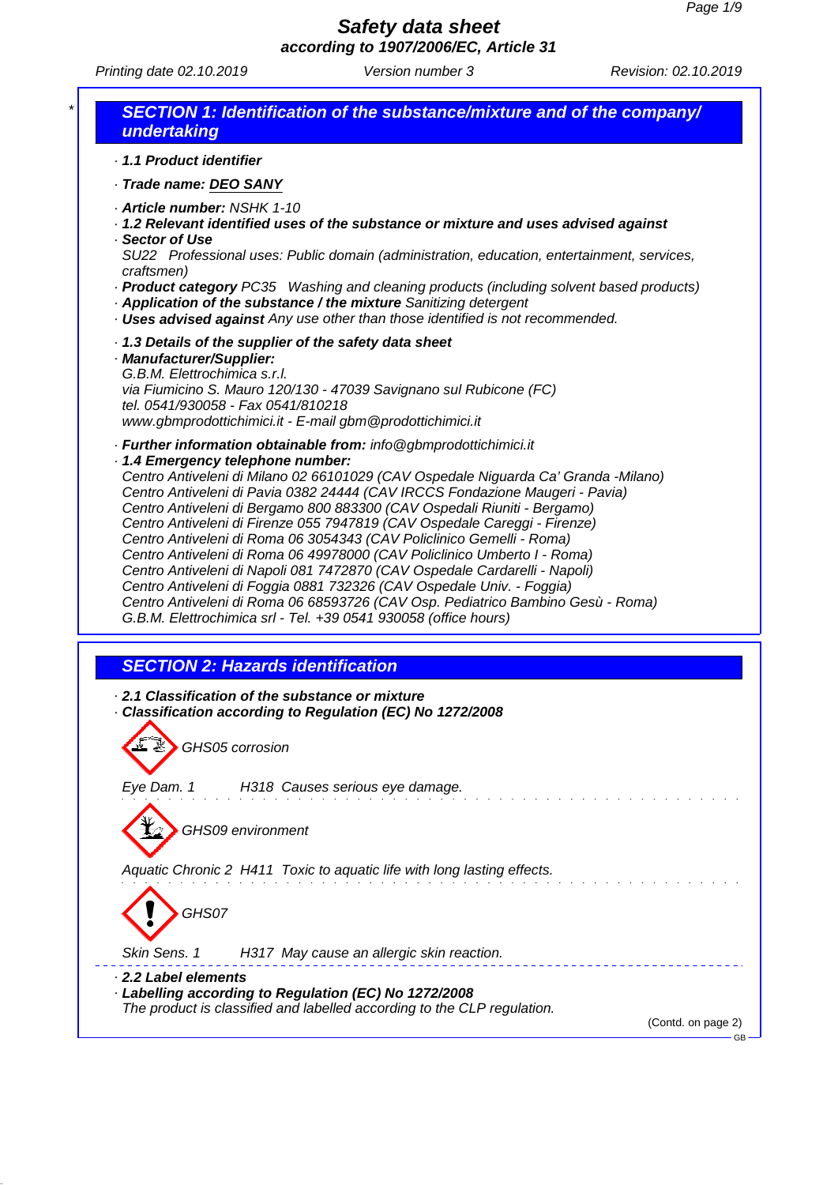# Safety data sheet

**according to 1907/2006/EC, Article 31**

Printing date 02.10.2019 | Version number 3 | Revision: 02.10.2019

## SECTION 1: Identification of the substance/mixture and of the company/ undertaking

· **1.1 Product identifier**

· **Trade name: DEO SANY**

· **Article number:** NSHK 1-10
· **1.2 Relevant identified uses of the substance or mixture and uses advised against**
· **Sector of Use**
SU22 Professional uses: Public domain (administration, education, entertainment, services, craftsmen)
· **Product category** PC35 Washing and cleaning products (including solvent based products)
· **Application of the substance / the mixture** Sanitizing detergent
· **Uses advised against** Any use other than those identified is not recommended.

· **1.3 Details of the supplier of the safety data sheet**
· **Manufacturer/Supplier:**
G.B.M. Elettrochimica s.r.l.
via Fiumicino S. Mauro 120/130 - 47039 Savignano sul Rubicone (FC)
tel. 0541/930058 - Fax 0541/810218
www.gbmprodottichimici.it - E-mail gbm@prodottichimici.it

· **Further information obtainable from:** info@gbmprodottichimici.it
· **1.4 Emergency telephone number:**
Centro Antiveleni di Milano 02 66101029 (CAV Ospedale Niguarda Ca' Granda -Milano)
Centro Antiveleni di Pavia 0382 24444 (CAV IRCCS Fondazione Maugeri - Pavia)
Centro Antiveleni di Bergamo 800 883300 (CAV Ospedali Riuniti - Bergamo)
Centro Antiveleni di Firenze 055 7947819 (CAV Ospedale Careggi - Firenze)
Centro Antiveleni di Roma 06 3054343 (CAV Policlinico Gemelli - Roma)
Centro Antiveleni di Roma 06 49978000 (CAV Policlinico Umberto I - Roma)
Centro Antiveleni di Napoli 081 7472870 (CAV Ospedale Cardarelli - Napoli)
Centro Antiveleni di Foggia 0881 732326 (CAV Ospedale Univ. - Foggia)
Centro Antiveleni di Roma 06 68593726 (CAV Osp. Pediatrico Bambino Gesù - Roma)
G.B.M. Elettrochimica srl - Tel. +39 0541 930058 (office hours)

## SECTION 2: Hazards identification

· **2.1 Classification of the substance or mixture**
· **Classification according to Regulation (EC) No 1272/2008**

GHS05 corrosion

Eye Dam. 1 H318 Causes serious eye damage.

GHS09 environment

Aquatic Chronic 2 H411 Toxic to aquatic life with long lasting effects.

GHS07

Skin Sens. 1 H317 May cause an allergic skin reaction.

· **2.2 Label elements**
· **Labelling according to Regulation (EC) No 1272/2008**
The product is classified and labelled according to the CLP regulation.

(Contd. on page 2)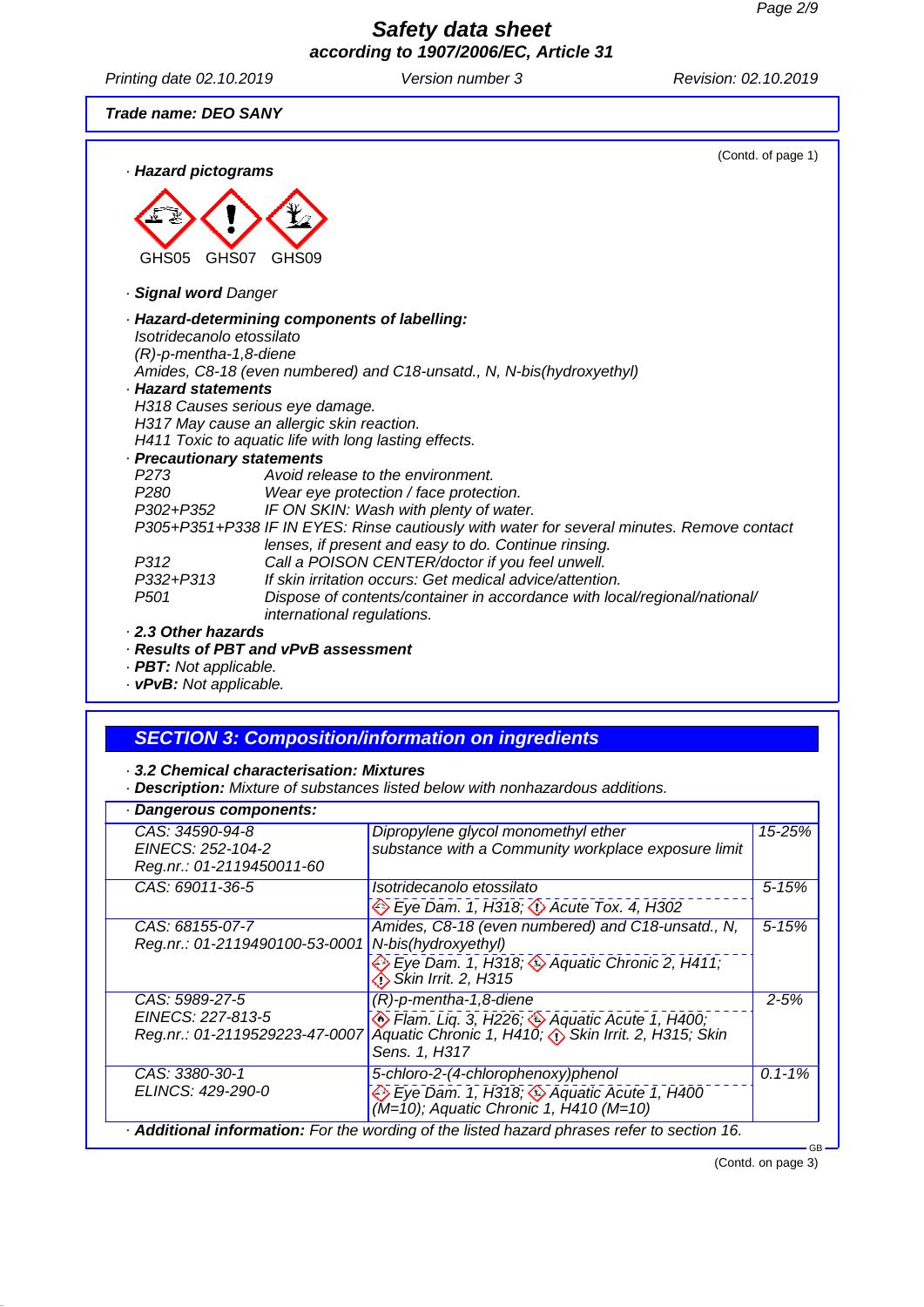**Trade name: DEO SANY**

(Contd. of page 1)

· **Hazard pictograms**

GHS05 GHS07 GHS09

· **Signal word** Danger

· **Hazard-determining components of labelling:**
Isotridecanolo etossilato
(R)-p-mentha-1,8-diene
Amides, C8-18 (even numbered) and C18-unsatd., N, N-bis(hydroxyethyl)

· **Hazard statements**
H318 Causes serious eye damage.
H317 May cause an allergic skin reaction.
H411 Toxic to aquatic life with long lasting effects.

· **Precautionary statements**

| | |
|---|---|
| P273 | Avoid release to the environment. |
| P280 | Wear eye protection / face protection. |
| P302+P352 | IF ON SKIN: Wash with plenty of water. |
| P305+P351+P338 | IF IN EYES: Rinse cautiously with water for several minutes. Remove contact lenses, if present and easy to do. Continue rinsing. |
| P312 | Call a POISON CENTER/doctor if you feel unwell. |
| P332+P313 | If skin irritation occurs: Get medical advice/attention. |
| P501 | Dispose of contents/container in accordance with local/regional/national/ international regulations. |

· **2.3 Other hazards**
· **Results of PBT and vPvB assessment**
· **PBT:** Not applicable.
· **vPvB:** Not applicable.

## SECTION 3: Composition/information on ingredients

· **3.2 Chemical characterisation: Mixtures**
· **Description:** Mixture of substances listed below with nonhazardous additions.

· **Dangerous components:**

| | | |
|---|---|---|
| CAS: 34590-94-8<br>EINECS: 252-104-2<br>Reg.nr.: 01-2119450011-60 | Dipropylene glycol monomethyl ether<br>substance with a Community workplace exposure limit | 15-25% |
| CAS: 69011-36-5 | Isotridecanolo etossilato<br>Eye Dam. 1, H318; Acute Tox. 4, H302 | 5-15% |
| CAS: 68155-07-7<br>Reg.nr.: 01-2119490100-53-0001 | Amides, C8-18 (even numbered) and C18-unsatd., N, N-bis(hydroxyethyl)<br>Eye Dam. 1, H318; Aquatic Chronic 2, H411; Skin Irrit. 2, H315 | 5-15% |
| CAS: 5989-27-5<br>EINECS: 227-813-5<br>Reg.nr.: 01-2119529223-47-0007 | (R)-p-mentha-1,8-diene<br>Flam. Liq. 3, H226; Aquatic Acute 1, H400; Aquatic Chronic 1, H410; Skin Irrit. 2, H315; Skin Sens. 1, H317 | 2-5% |
| CAS: 3380-30-1<br>ELINCS: 429-290-0 | 5-chloro-2-(4-chlorophenoxy)phenol<br>Eye Dam. 1, H318; Aquatic Acute 1, H400 (M=10); Aquatic Chronic 1, H410 (M=10) | 0.1-1% |

· **Additional information:** For the wording of the listed hazard phrases refer to section 16.

(Contd. on page 3)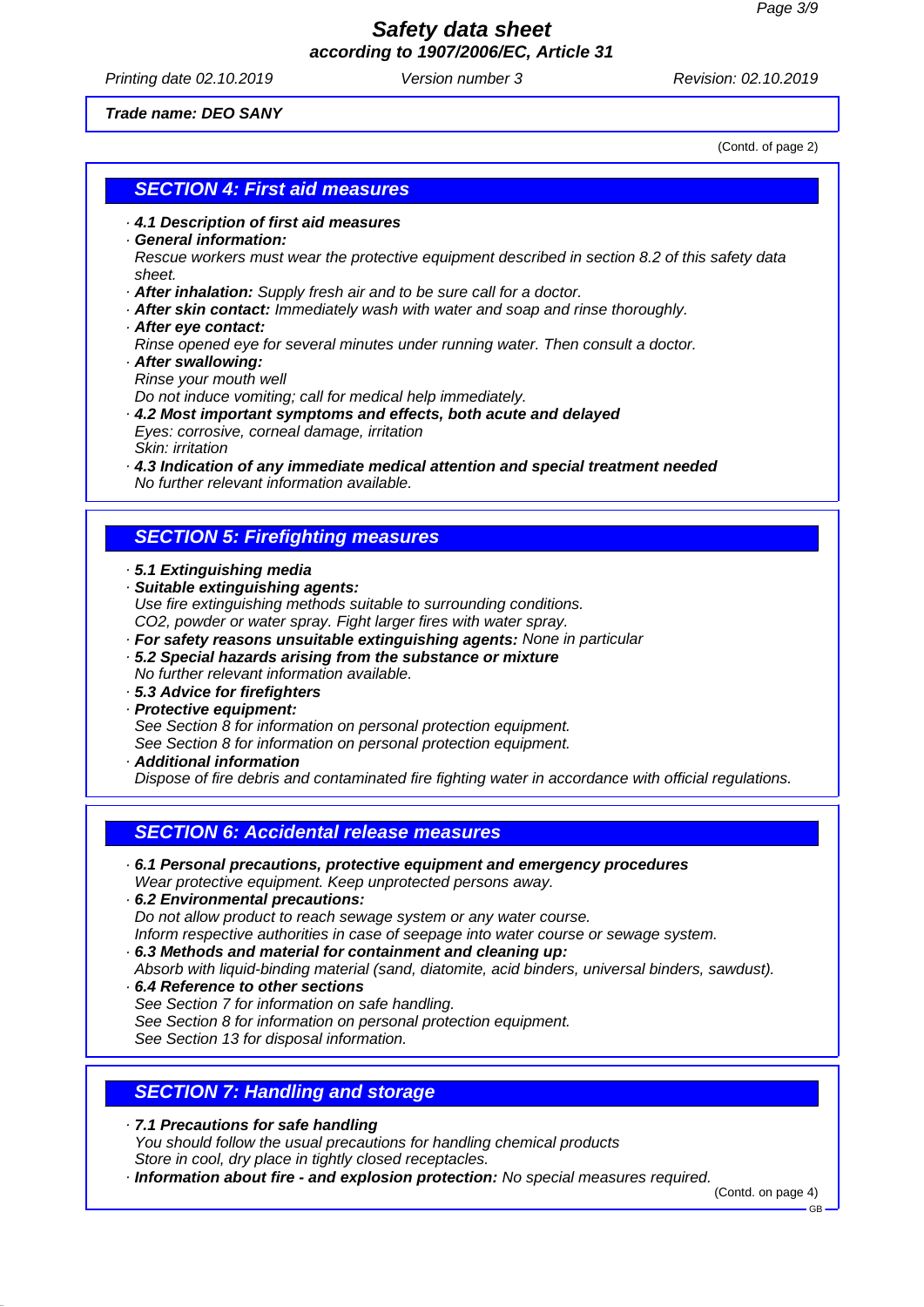Trade name: DEO SANY

(Contd. of page 2)

## SECTION 4: First aid measures

· **4.1 Description of first aid measures**
· **General information:**
Rescue workers must wear the protective equipment described in section 8.2 of this safety data sheet.
· **After inhalation:** Supply fresh air and to be sure call for a doctor.
· **After skin contact:** Immediately wash with water and soap and rinse thoroughly.
· **After eye contact:**
Rinse opened eye for several minutes under running water. Then consult a doctor.
· **After swallowing:**
Rinse your mouth well
Do not induce vomiting; call for medical help immediately.
· **4.2 Most important symptoms and effects, both acute and delayed**
Eyes: corrosive, corneal damage, irritation
Skin: irritation
· **4.3 Indication of any immediate medical attention and special treatment needed**
No further relevant information available.

## SECTION 5: Firefighting measures

· **5.1 Extinguishing media**
· **Suitable extinguishing agents:**
Use fire extinguishing methods suitable to surrounding conditions.
$CO_2$, powder or water spray. Fight larger fires with water spray.
· **For safety reasons unsuitable extinguishing agents:** None in particular
· **5.2 Special hazards arising from the substance or mixture**
No further relevant information available.
· **5.3 Advice for firefighters**
· **Protective equipment:**
See Section 8 for information on personal protection equipment.
See Section 8 for information on personal protection equipment.
· **Additional information**
Dispose of fire debris and contaminated fire fighting water in accordance with official regulations.

## SECTION 6: Accidental release measures

· **6.1 Personal precautions, protective equipment and emergency procedures**
Wear protective equipment. Keep unprotected persons away.
· **6.2 Environmental precautions:**
Do not allow product to reach sewage system or any water course.
Inform respective authorities in case of seepage into water course or sewage system.
· **6.3 Methods and material for containment and cleaning up:**
Absorb with liquid-binding material (sand, diatomite, acid binders, universal binders, sawdust).
· **6.4 Reference to other sections**
See Section 7 for information on safe handling.
See Section 8 for information on personal protection equipment.
See Section 13 for disposal information.

## SECTION 7: Handling and storage

· **7.1 Precautions for safe handling**
You should follow the usual precautions for handling chemical products
Store in cool, dry place in tightly closed receptacles.
· **Information about fire - and explosion protection:** No special measures required.

(Contd. on page 4)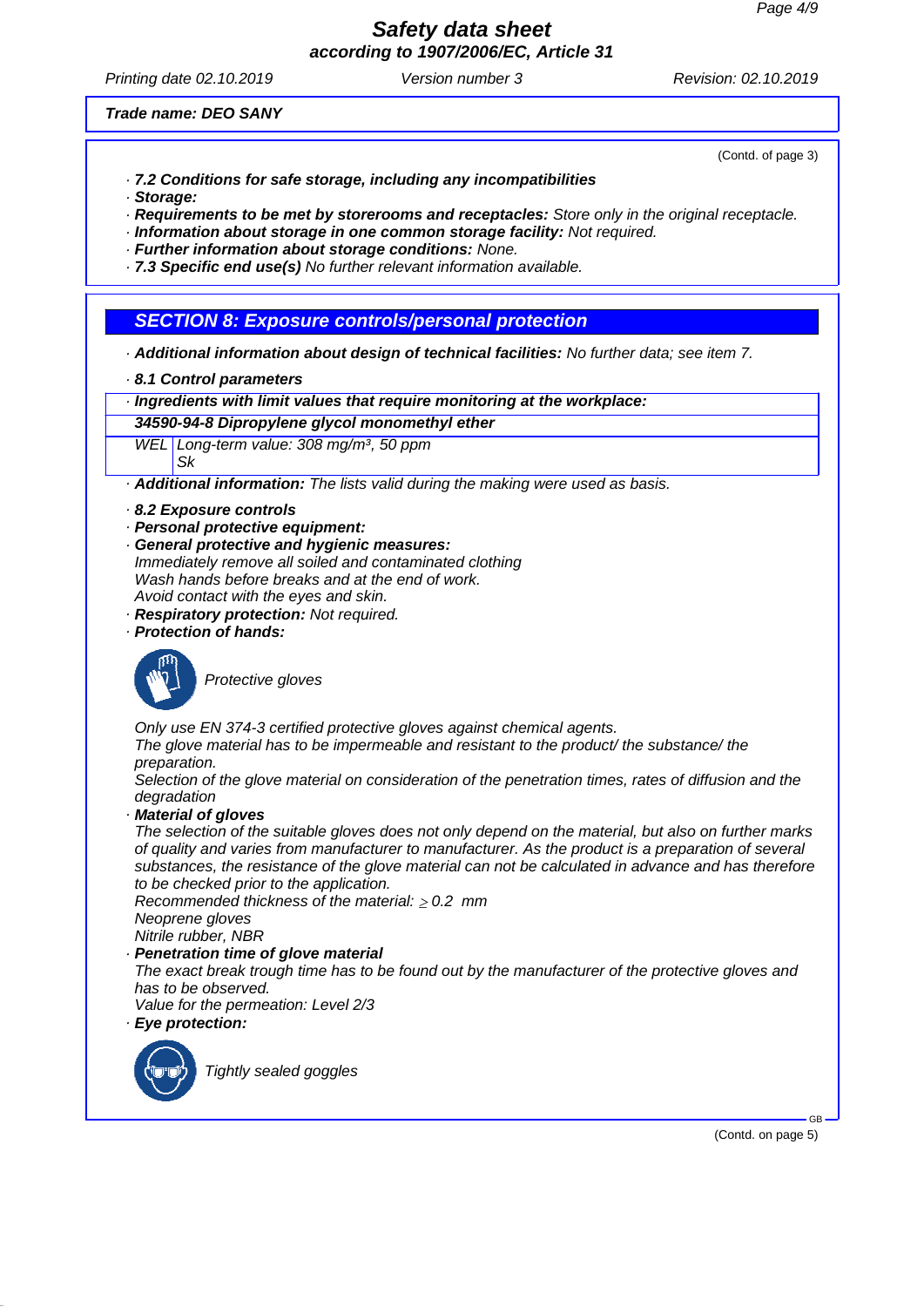(Contd. of page 3)

· **7.2 Conditions for safe storage, including any incompatibilities**
· **Storage:**
· **Requirements to be met by storerooms and receptacles:** Store only in the original receptacle.
· **Information about storage in one common storage facility:** Not required.
· **Further information about storage conditions:** None.
· **7.3 Specific end use(s)** No further relevant information available.

## SECTION 8: Exposure controls/personal protection

· **Additional information about design of technical facilities:** No further data; see item 7.

· **8.1 Control parameters**

| · Ingredients with limit values that require monitoring at the workplace: | |
|---|---|
| **34590-94-8 Dipropylene glycol monomethyl ether** | |
| WEL | Long-term value: 308 mg/m³, 50 ppm<br>Sk |

· **Additional information:** The lists valid during the making were used as basis.

· **8.2 Exposure controls**
· **Personal protective equipment:**
· **General protective and hygienic measures:**
Immediately remove all soiled and contaminated clothing
Wash hands before breaks and at the end of work.
Avoid contact with the eyes and skin.
· **Respiratory protection:** Not required.
· **Protection of hands:**

Protective gloves

Only use EN 374-3 certified protective gloves against chemical agents.
The glove material has to be impermeable and resistant to the product/ the substance/ the preparation.
Selection of the glove material on consideration of the penetration times, rates of diffusion and the degradation
· **Material of gloves**
The selection of the suitable gloves does not only depend on the material, but also on further marks of quality and varies from manufacturer to manufacturer. As the product is a preparation of several substances, the resistance of the glove material can not be calculated in advance and has therefore to be checked prior to the application.
Recommended thickness of the material: $\geq$ 0.2 mm
Neoprene gloves
Nitrile rubber, NBR
· **Penetration time of glove material**
The exact break trough time has to be found out by the manufacturer of the protective gloves and has to be observed.
Value for the permeation: Level 2/3
· **Eye protection:**

Tightly sealed goggles

(Contd. on page 5)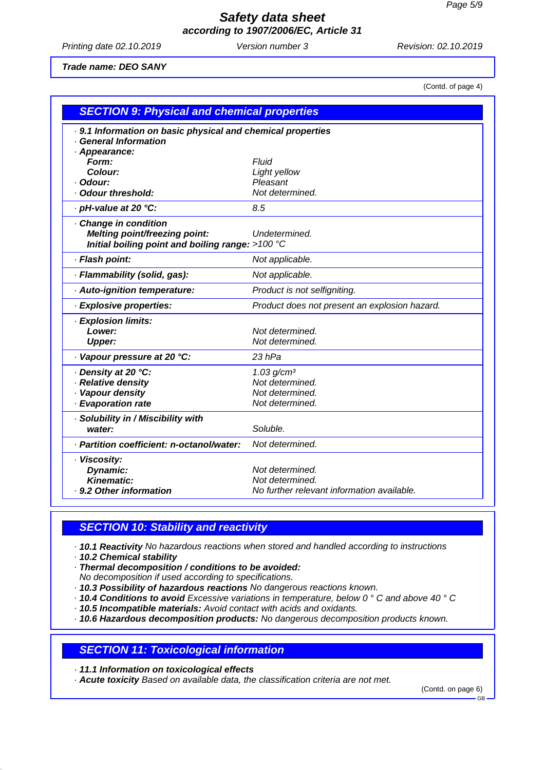**Trade name: DEO SANY**

(Contd. of page 4)

## SECTION 9: Physical and chemical properties

· **9.1 Information on basic physical and chemical properties**
· **General Information**
· **Appearance:**

| | |
|---|---|
| **Form:** | *Fluid* |
| **Colour:** | *Light yellow* |
| · **Odour:** | *Pleasant* |
| · **Odour threshold:** | *Not determined.* |
| · **pH-value at 20 °C:** | *8.5* |
| · **Change in condition** | |
| **Melting point/freezing point:** | *Undetermined.* |
| **Initial boiling point and boiling range:** | *>100 °C* |
| · **Flash point:** | *Not applicable.* |
| · **Flammability (solid, gas):** | *Not applicable.* |
| · **Auto-ignition temperature:** | *Product is not selfigniting.* |
| · **Explosive properties:** | *Product does not present an explosion hazard.* |
| · **Explosion limits:** | |
| **Lower:** | *Not determined.* |
| **Upper:** | *Not determined.* |
| · **Vapour pressure at 20 °C:** | *23 hPa* |
| · **Density at 20 °C:** | *1.03 g/cm³* |
| · **Relative density** | *Not determined.* |
| · **Vapour density** | *Not determined.* |
| · **Evaporation rate** | *Not determined.* |
| · **Solubility in / Miscibility with water:** | *Soluble.* |
| · **Partition coefficient: n-octanol/water:** | *Not determined.* |
| · **Viscosity:** | |
| **Dynamic:** | *Not determined.* |
| **Kinematic:** | *Not determined.* |
| · **9.2 Other information** | *No further relevant information available.* |

## SECTION 10: Stability and reactivity

· **10.1 Reactivity** *No hazardous reactions when stored and handled according to instructions*
· **10.2 Chemical stability**
· **Thermal decomposition / conditions to be avoided:**
*No decomposition if used according to specifications.*
· **10.3 Possibility of hazardous reactions** *No dangerous reactions known.*
· **10.4 Conditions to avoid** *Excessive variations in temperature, below 0 ° C and above 40 ° C*
· **10.5 Incompatible materials:** *Avoid contact with acids and oxidants.*
· **10.6 Hazardous decomposition products:** *No dangerous decomposition products known.*

## SECTION 11: Toxicological information

· **11.1 Information on toxicological effects**
· **Acute toxicity** *Based on available data, the classification criteria are not met.*

(Contd. on page 6)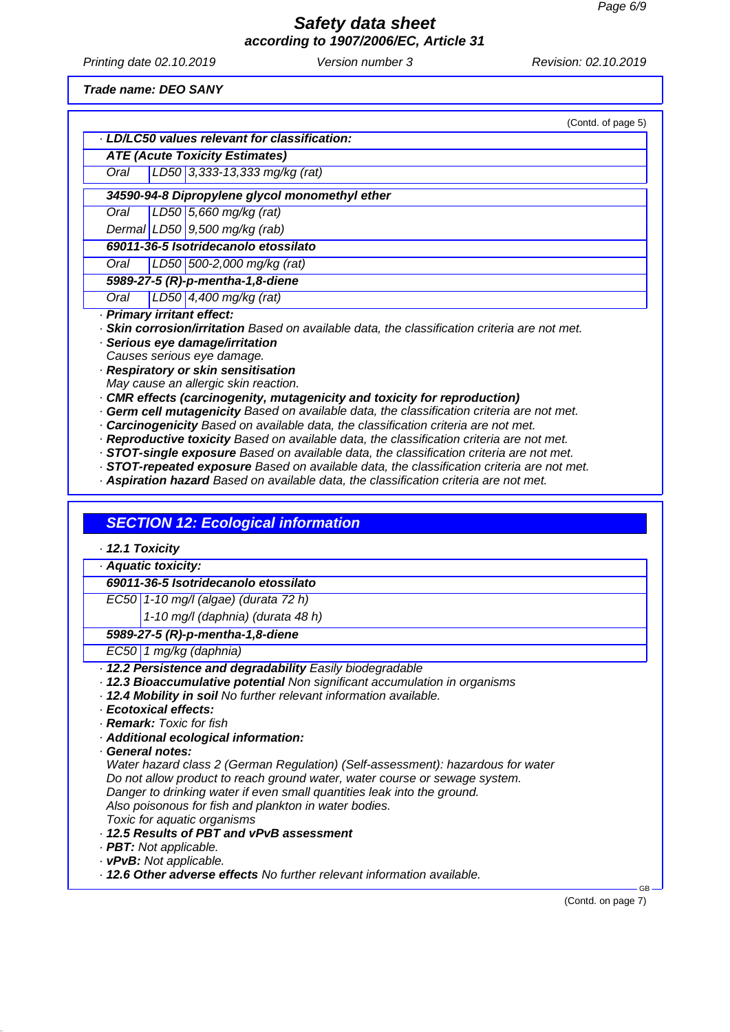**Trade name: DEO SANY**

(Contd. of page 5)

· **LD/LC50 values relevant for classification:**

| | | |
|---|---|---|
| **ATE (Acute Toxicity Estimates)** | | |
| Oral | LD50 | 3,333-13,333 mg/kg (rat) |
| **34590-94-8 Dipropylene glycol monomethyl ether** | | |
| Oral | LD50 | 5,660 mg/kg (rat) |
| Dermal | LD50 | 9,500 mg/kg (rab) |
| **69011-36-5 Isotridecanolo etossilato** | | |
| Oral | LD50 | 500-2,000 mg/kg (rat) |
| **5989-27-5 (R)-p-mentha-1,8-diene** | | |
| Oral | LD50 | 4,400 mg/kg (rat) |

· **Primary irritant effect:**
· **Skin corrosion/irritation** Based on available data, the classification criteria are not met.
· **Serious eye damage/irritation**
Causes serious eye damage.
· **Respiratory or skin sensitisation**
May cause an allergic skin reaction.
· **CMR effects (carcinogenity, mutagenicity and toxicity for reproduction)**
· **Germ cell mutagenicity** Based on available data, the classification criteria are not met.
· **Carcinogenicity** Based on available data, the classification criteria are not met.
· **Reproductive toxicity** Based on available data, the classification criteria are not met.
· **STOT-single exposure** Based on available data, the classification criteria are not met.
· **STOT-repeated exposure** Based on available data, the classification criteria are not met.
· **Aspiration hazard** Based on available data, the classification criteria are not met.

## SECTION 12: Ecological information

· **12.1 Toxicity**

· **Aquatic toxicity:**

| | |
|---|---|
| **69011-36-5 Isotridecanolo etossilato** | |
| EC50 | 1-10 mg/l (algae) (durata 72 h) |
| | 1-10 mg/l (daphnia) (durata 48 h) |
| **5989-27-5 (R)-p-mentha-1,8-diene** | |
| EC50 | 1 mg/kg (daphnia) |

· **12.2 Persistence and degradability** Easily biodegradable
· **12.3 Bioaccumulative potential** Non significant accumulation in organisms
· **12.4 Mobility in soil** No further relevant information available.
· **Ecotoxical effects:**
· **Remark:** Toxic for fish
· **Additional ecological information:**
· **General notes:**
Water hazard class 2 (German Regulation) (Self-assessment): hazardous for water
Do not allow product to reach ground water, water course or sewage system.
Danger to drinking water if even small quantities leak into the ground.
Also poisonous for fish and plankton in water bodies.
Toxic for aquatic organisms
· **12.5 Results of PBT and vPvB assessment**
· **PBT:** Not applicable.
· **vPvB:** Not applicable.
· **12.6 Other adverse effects** No further relevant information available.

(Contd. on page 7)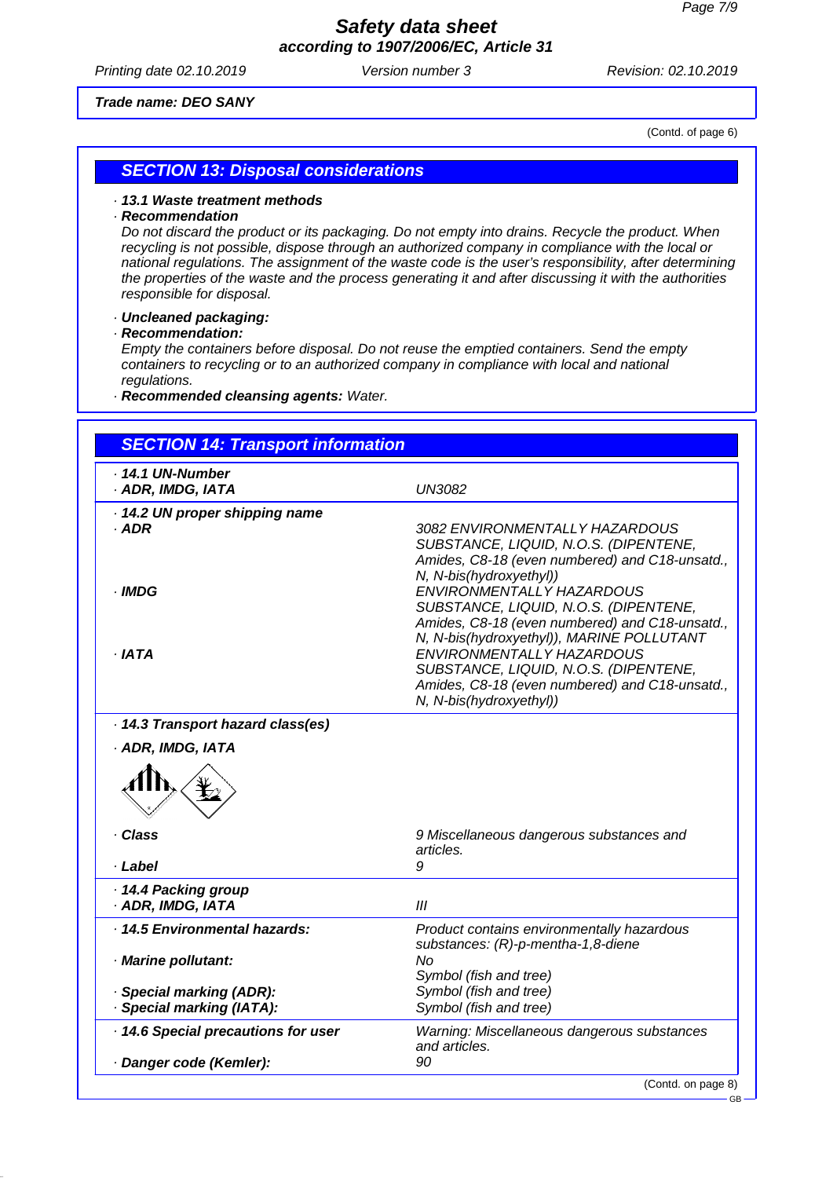*Safety data sheet*
*according to 1907/2006/EC, Article 31*

Printing date 02.10.2019 | Version number 3 | Revision: 02.10.2019

**Trade name: DEO SANY**

(Contd. of page 6)

## SECTION 13: Disposal considerations

· **13.1 Waste treatment methods**
· **Recommendation**
*Do not discard the product or its packaging. Do not empty into drains. Recycle the product. When recycling is not possible, dispose through an authorized company in compliance with the local or national regulations. The assignment of the waste code is the user's responsibility, after determining the properties of the waste and the process generating it and after discussing it with the authorities responsible for disposal.*

· **Uncleaned packaging:**
· **Recommendation:**
*Empty the containers before disposal. Do not reuse the emptied containers. Send the empty containers to recycling or to an authorized company in compliance with local and national regulations.*
· **Recommended cleansing agents:** *Water.*

## SECTION 14: Transport information

| | |
|---|---|
| · **14.1 UN-Number** | |
| · **ADR, IMDG, IATA** | UN3082 |
| · **14.2 UN proper shipping name** | |
| · **ADR** | 3082 ENVIRONMENTALLY HAZARDOUS SUBSTANCE, LIQUID, N.O.S. (DIPENTENE, Amides, C8-18 (even numbered) and C18-unsatd., N, N-bis(hydroxyethyl)) |
| · **IMDG** | ENVIRONMENTALLY HAZARDOUS SUBSTANCE, LIQUID, N.O.S. (DIPENTENE, Amides, C8-18 (even numbered) and C18-unsatd., N, N-bis(hydroxyethyl)), MARINE POLLUTANT |
| · **IATA** | ENVIRONMENTALLY HAZARDOUS SUBSTANCE, LIQUID, N.O.S. (DIPENTENE, Amides, C8-18 (even numbered) and C18-unsatd., N, N-bis(hydroxyethyl)) |
| · **14.3 Transport hazard class(es)** | |
| · **ADR, IMDG, IATA** | |
| · **Class** | 9 Miscellaneous dangerous substances and articles. |
| · **Label** | 9 |
| · **14.4 Packing group** | |
| · **ADR, IMDG, IATA** | III |
| · **14.5 Environmental hazards:** | Product contains environmentally hazardous substances: (R)-p-mentha-1,8-diene |
| · **Marine pollutant:** | No<br>Symbol (fish and tree) |
| · **Special marking (ADR):** | Symbol (fish and tree) |
| · **Special marking (IATA):** | Symbol (fish and tree) |
| · **14.6 Special precautions for user** | Warning: Miscellaneous dangerous substances and articles. |
| · **Danger code (Kemler):** | 90 |

(Contd. on page 8)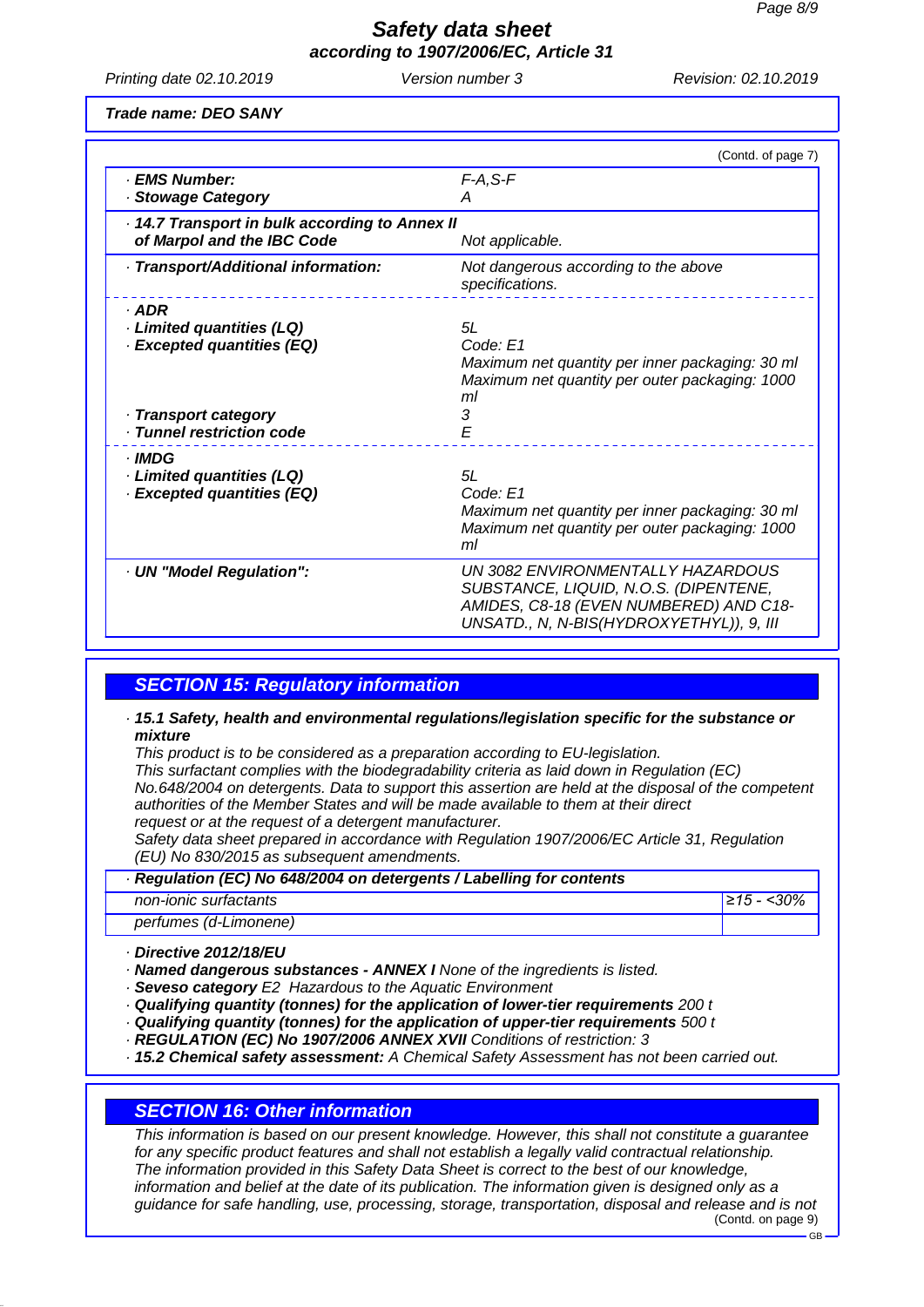**Trade name: DEO SANY**

(Contd. of page 7)

| | |
|---|---|
| · **EMS Number:** | F-A,S-F |
| · **Stowage Category** | A |
| · **14.7 Transport in bulk according to Annex II of Marpol and the IBC Code** | Not applicable. |
| · **Transport/Additional information:** | Not dangerous according to the above specifications. |
| · **ADR** | |
| · **Limited quantities (LQ)** | 5L |
| · **Excepted quantities (EQ)** | Code: E1<br>Maximum net quantity per inner packaging: 30 ml<br>Maximum net quantity per outer packaging: 1000 ml |
| · **Transport category** | 3 |
| · **Tunnel restriction code** | E |
| · **IMDG** | |
| · **Limited quantities (LQ)** | 5L |
| · **Excepted quantities (EQ)** | Code: E1<br>Maximum net quantity per inner packaging: 30 ml<br>Maximum net quantity per outer packaging: 1000 ml |
| · **UN "Model Regulation":** | UN 3082 ENVIRONMENTALLY HAZARDOUS SUBSTANCE, LIQUID, N.O.S. (DIPENTENE, AMIDES, C8-18 (EVEN NUMBERED) AND C18-UNSATD., N, N-BIS(HYDROXYETHYL)), 9, III |

## SECTION 15: Regulatory information

· **15.1 Safety, health and environmental regulations/legislation specific for the substance or mixture**

This product is to be considered as a preparation according to EU-legislation.
This surfactant complies with the biodegradability criteria as laid down in Regulation (EC) No.648/2004 on detergents. Data to support this assertion are held at the disposal of the competent authorities of the Member States and will be made available to them at their direct request or at the request of a detergent manufacturer.
Safety data sheet prepared in accordance with Regulation 1907/2006/EC Article 31, Regulation (EU) No 830/2015 as subsequent amendments.

| · **Regulation (EC) No 648/2004 on detergents / Labelling for contents** | |
|---|---|
| non-ionic surfactants | ≥15 - <30% |
| perfumes (d-Limonene) | |

· **Directive 2012/18/EU**
· **Named dangerous substances - ANNEX I** None of the ingredients is listed.
· **Seveso category** E2 Hazardous to the Aquatic Environment
· **Qualifying quantity (tonnes) for the application of lower-tier requirements** 200 t
· **Qualifying quantity (tonnes) for the application of upper-tier requirements** 500 t
· **REGULATION (EC) No 1907/2006 ANNEX XVII** Conditions of restriction: 3
· **15.2 Chemical safety assessment:** A Chemical Safety Assessment has not been carried out.

## SECTION 16: Other information

This information is based on our present knowledge. However, this shall not constitute a guarantee for any specific product features and shall not establish a legally valid contractual relationship.
The information provided in this Safety Data Sheet is correct to the best of our knowledge, information and belief at the date of its publication. The information given is designed only as a guidance for safe handling, use, processing, storage, transportation, disposal and release and is not

(Contd. on page 9)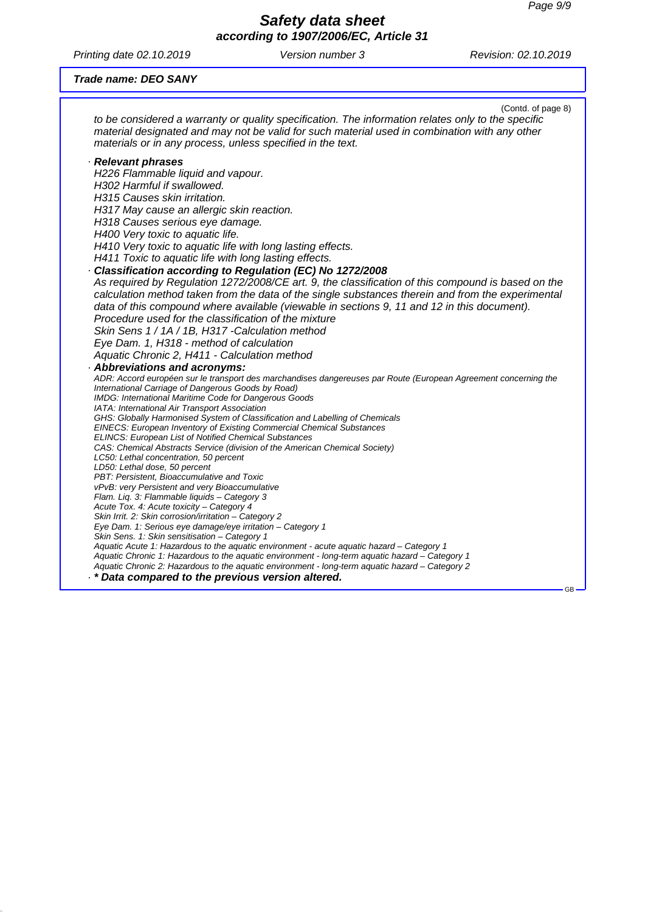(Contd. of page 8)

*to be considered a warranty or quality specification. The information relates only to the specific material designated and may not be valid for such material used in combination with any other materials or in any process, unless specified in the text.*

· ***Relevant phrases***

*H226 Flammable liquid and vapour.*
*H302 Harmful if swallowed.*
*H315 Causes skin irritation.*
*H317 May cause an allergic skin reaction.*
*H318 Causes serious eye damage.*
*H400 Very toxic to aquatic life.*
*H410 Very toxic to aquatic life with long lasting effects.*
*H411 Toxic to aquatic life with long lasting effects.*

· ***Classification according to Regulation (EC) No 1272/2008***

*As required by Regulation 1272/2008/CE art. 9, the classification of this compound is based on the calculation method taken from the data of the single substances therein and from the experimental data of this compound where available (viewable in sections 9, 11 and 12 in this document).*
*Procedure used for the classification of the mixture*
*Skin Sens 1 / 1A / 1B, H317 -Calculation method*
*Eye Dam. 1, H318 - method of calculation*
*Aquatic Chronic 2, H411 - Calculation method*

· ***Abbreviations and acronyms:***

*ADR: Accord européen sur le transport des marchandises dangereuses par Route (European Agreement concerning the International Carriage of Dangerous Goods by Road)*
*IMDG: International Maritime Code for Dangerous Goods*
*IATA: International Air Transport Association*
*GHS: Globally Harmonised System of Classification and Labelling of Chemicals*
*EINECS: European Inventory of Existing Commercial Chemical Substances*
*ELINCS: European List of Notified Chemical Substances*
*CAS: Chemical Abstracts Service (division of the American Chemical Society)*
*LC50: Lethal concentration, 50 percent*
*LD50: Lethal dose, 50 percent*
*PBT: Persistent, Bioaccumulative and Toxic*
*vPvB: very Persistent and very Bioaccumulative*
*Flam. Liq. 3: Flammable liquids – Category 3*
*Acute Tox. 4: Acute toxicity – Category 4*
*Skin Irrit. 2: Skin corrosion/irritation – Category 2*
*Eye Dam. 1: Serious eye damage/eye irritation – Category 1*
*Skin Sens. 1: Skin sensitisation – Category 1*
*Aquatic Acute 1: Hazardous to the aquatic environment - acute aquatic hazard – Category 1*
*Aquatic Chronic 1: Hazardous to the aquatic environment - long-term aquatic hazard – Category 1*
*Aquatic Chronic 2: Hazardous to the aquatic environment - long-term aquatic hazard – Category 2*

· ***\* Data compared to the previous version altered.***